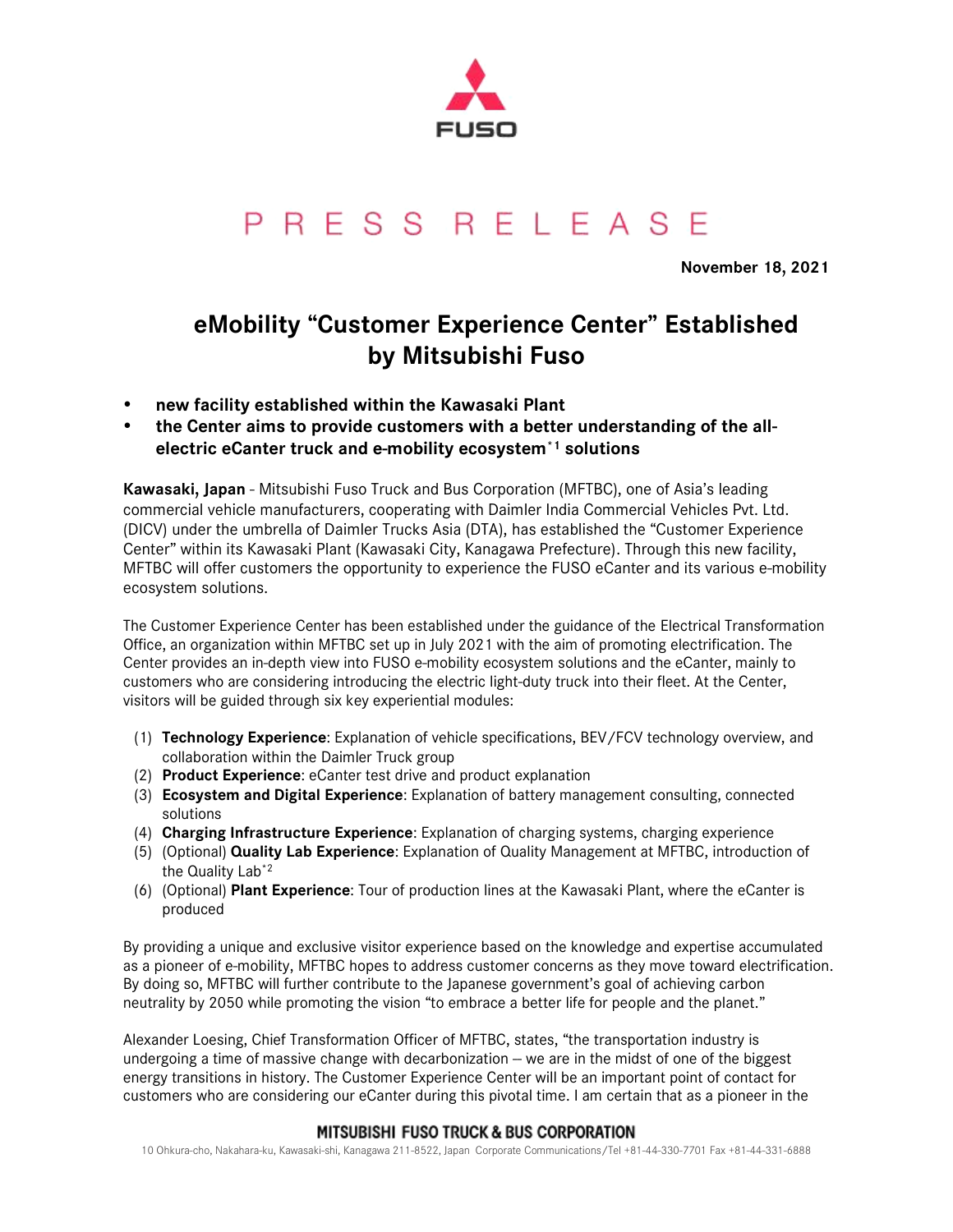PRESS RELEASE

**November 18, 2021**

# eMobility "Customer Experience Center" Established by Mitsubishi Fuso

- **new facility established within the Kawasaki Plant**
- **the Center aims to provide customers with a better understanding of the all-electric eCanter truck and e-mobility ecosystem[*1] solutions**

**Kawasaki, Japan** - Mitsubishi Fuso Truck and Bus Corporation (MFTBC), one of Asia's leading commercial vehicle manufacturers, cooperating with Daimler India Commercial Vehicles Pvt. Ltd. (DICV) under the umbrella of Daimler Trucks Asia (DTA), has established the "Customer Experience Center" within its Kawasaki Plant (Kawasaki City, Kanagawa Prefecture). Through this new facility, MFTBC will offer customers the opportunity to experience the FUSO eCanter and its various e-mobility ecosystem solutions.

The Customer Experience Center has been established under the guidance of the Electrical Transformation Office, an organization within MFTBC set up in July 2021 with the aim of promoting electrification. The Center provides an in-depth view into FUSO e-mobility ecosystem solutions and the eCanter, mainly to customers who are considering introducing the electric light-duty truck into their fleet. At the Center, visitors will be guided through six key experiential modules:

(1) **Technology Experience**: Explanation of vehicle specifications, BEV/FCV technology overview, and collaboration within the Daimler Truck group
(2) **Product Experience**: eCanter test drive and product explanation
(3) **Ecosystem and Digital Experience**: Explanation of battery management consulting, connected solutions
(4) **Charging Infrastructure Experience**: Explanation of charging systems, charging experience
(5) (Optional) **Quality Lab Experience**: Explanation of Quality Management at MFTBC, introduction of the Quality Lab[*2]
(6) (Optional) **Plant Experience**: Tour of production lines at the Kawasaki Plant, where the eCanter is produced

By providing a unique and exclusive visitor experience based on the knowledge and expertise accumulated as a pioneer of e-mobility, MFTBC hopes to address customer concerns as they move toward electrification. By doing so, MFTBC will further contribute to the Japanese government's goal of achieving carbon neutrality by 2050 while promoting the vision "to embrace a better life for people and the planet."

Alexander Loesing, Chief Transformation Officer of MFTBC, states, "the transportation industry is undergoing a time of massive change with decarbonization – we are in the midst of one of the biggest energy transitions in history. The Customer Experience Center will be an important point of contact for customers who are considering our eCanter during this pivotal time. I am certain that as a pioneer in the

**MITSUBISHI FUSO TRUCK & BUS CORPORATION**
10 Ohkura-cho, Nakahara-ku, Kawasaki-shi, Kanagawa 211-8522, Japan Corporate Communications/Tel +81-44-330-7701 Fax +81-44-331-6888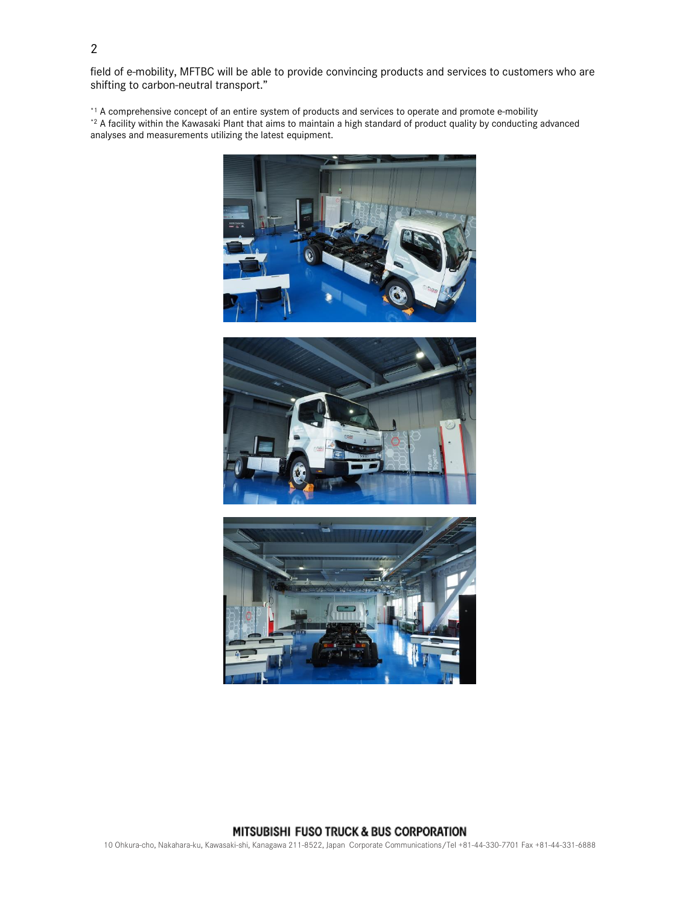field of e-mobility, MFTBC will be able to provide convincing products and services to customers who are shifting to carbon-neutral transport."

[*1] A comprehensive concept of an entire system of products and services to operate and promote e-mobility
[*2] A facility within the Kawasaki Plant that aims to maintain a high standard of product quality by conducting advanced analyses and measurements utilizing the latest equipment.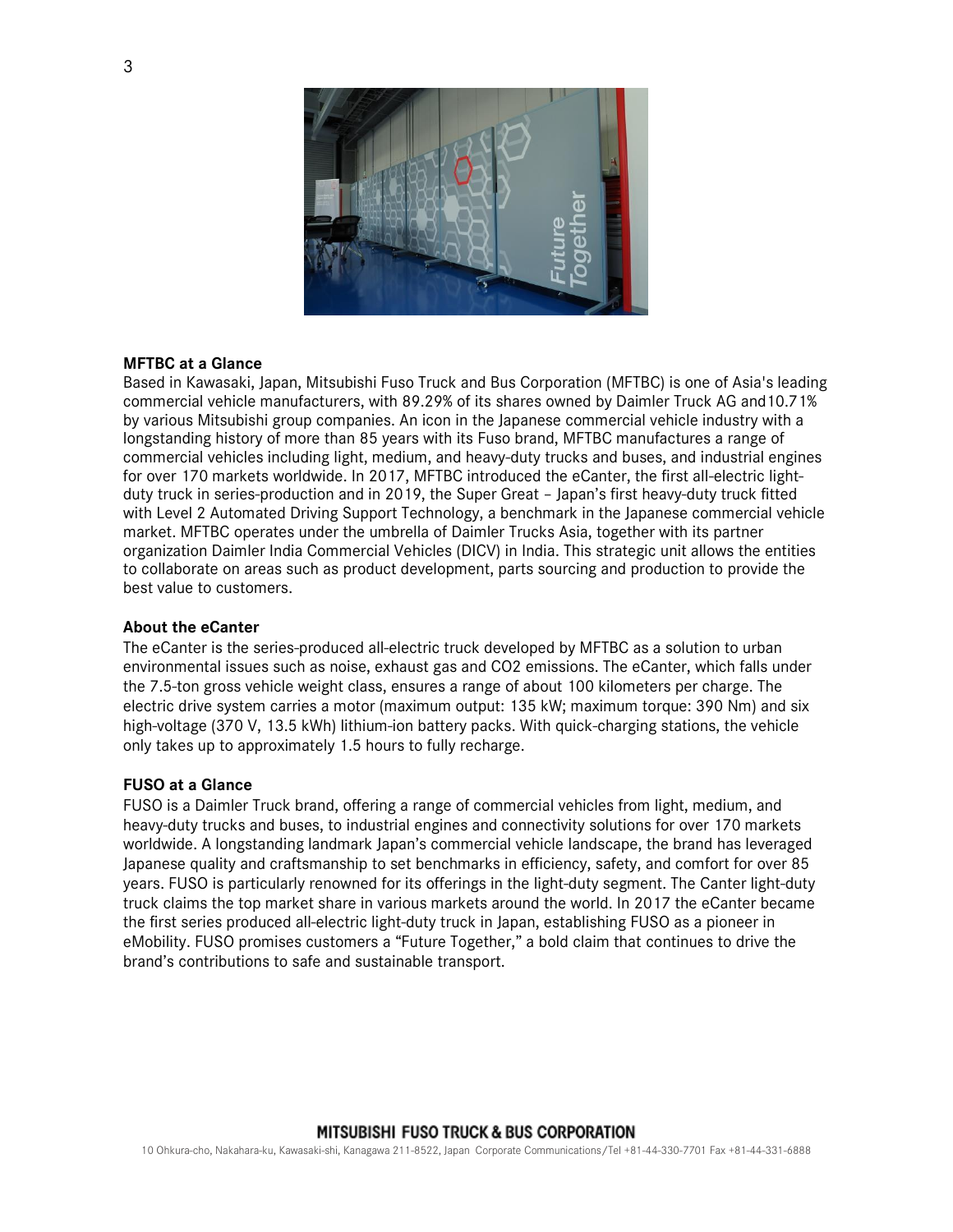## MFTBC at a Glance

Based in Kawasaki, Japan, Mitsubishi Fuso Truck and Bus Corporation (MFTBC) is one of Asia's leading commercial vehicle manufacturers, with 89.29% of its shares owned by Daimler Truck AG and10.71% by various Mitsubishi group companies. An icon in the Japanese commercial vehicle industry with a longstanding history of more than 85 years with its Fuso brand, MFTBC manufactures a range of commercial vehicles including light, medium, and heavy-duty trucks and buses, and industrial engines for over 170 markets worldwide. In 2017, MFTBC introduced the eCanter, the first all-electric light-duty truck in series-production and in 2019, the Super Great – Japan's first heavy-duty truck fitted with Level 2 Automated Driving Support Technology, a benchmark in the Japanese commercial vehicle market. MFTBC operates under the umbrella of Daimler Trucks Asia, together with its partner organization Daimler India Commercial Vehicles (DICV) in India. This strategic unit allows the entities to collaborate on areas such as product development, parts sourcing and production to provide the best value to customers.

## About the eCanter

The eCanter is the series-produced all-electric truck developed by MFTBC as a solution to urban environmental issues such as noise, exhaust gas and $CO_2$ emissions. The eCanter, which falls under the 7.5-ton gross vehicle weight class, ensures a range of about 100 kilometers per charge. The electric drive system carries a motor (maximum output: 135 kW; maximum torque: 390 Nm) and six high-voltage (370 V, 13.5 kWh) lithium-ion battery packs. With quick-charging stations, the vehicle only takes up to approximately 1.5 hours to fully recharge.

## FUSO at a Glance

FUSO is a Daimler Truck brand, offering a range of commercial vehicles from light, medium, and heavy-duty trucks and buses, to industrial engines and connectivity solutions for over 170 markets worldwide. A longstanding landmark Japan's commercial vehicle landscape, the brand has leveraged Japanese quality and craftsmanship to set benchmarks in efficiency, safety, and comfort for over 85 years. FUSO is particularly renowned for its offerings in the light-duty segment. The Canter light-duty truck claims the top market share in various markets around the world. In 2017 the eCanter became the first series produced all-electric light-duty truck in Japan, establishing FUSO as a pioneer in eMobility. FUSO promises customers a "Future Together," a bold claim that continues to drive the brand's contributions to safe and sustainable transport.

**MITSUBISHI FUSO TRUCK & BUS CORPORATION**

10 Ohkura-cho, Nakahara-ku, Kawasaki-shi, Kanagawa 211-8522, Japan Corporate Communications/Tel +81-44-330-7701 Fax +81-44-331-6888